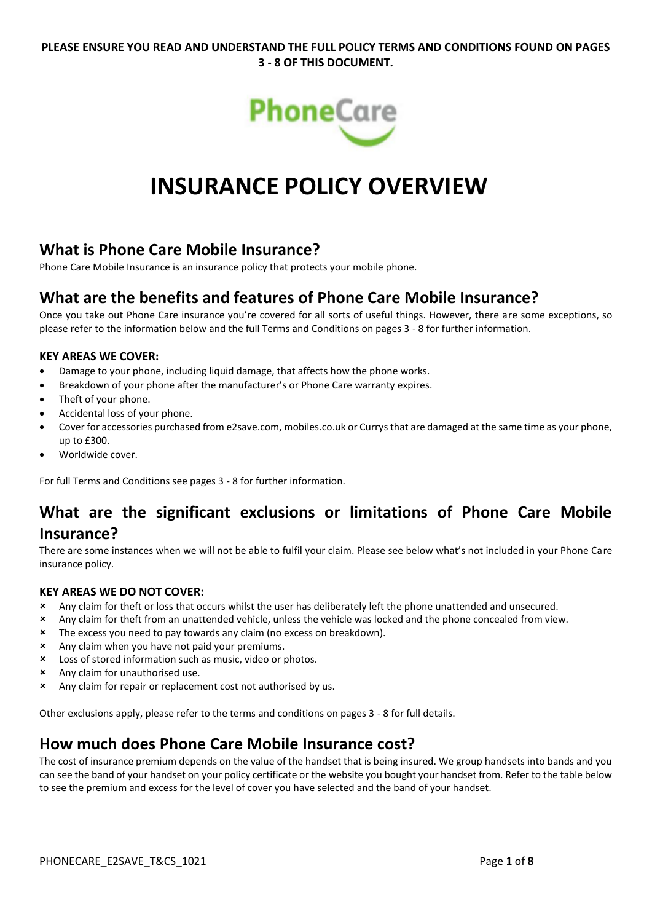**PLEASE ENSURE YOU READ AND UNDERSTAND THE FULL POLICY TERMS AND CONDITIONS FOUND ON PAGES 3 - 8 OF THIS DOCUMENT.**

PhoneCare

# INSURANCE POLICY OVERVIEW

## What is Phone Care Mobile Insurance?

Phone Care Mobile Insurance is an insurance policy that protects your mobile phone.

## What are the benefits and features of Phone Care Mobile Insurance?

Once you take out Phone Care insurance you're covered for all sorts of useful things. However, there are some exceptions, so please refer to the information below and the full Terms and Conditions on pages 3 - 8 for further information.

### KEY AREAS WE COVER:

- Damage to your phone, including liquid damage, that affects how the phone works.
- Breakdown of your phone after the manufacturer's or Phone Care warranty expires.
- Theft of your phone.
- Accidental loss of your phone.
- Cover for accessories purchased from e2save.com, mobiles.co.uk or Currys that are damaged at the same time as your phone, up to £300.
- Worldwide cover.

For full Terms and Conditions see pages 3 - 8 for further information.

## What are the significant exclusions or limitations of Phone Care Mobile Insurance?

There are some instances when we will not be able to fulfil your claim. Please see below what's not included in your Phone Care insurance policy.

### KEY AREAS WE DO NOT COVER:

- ✗ Any claim for theft or loss that occurs whilst the user has deliberately left the phone unattended and unsecured.
- ✗ Any claim for theft from an unattended vehicle, unless the vehicle was locked and the phone concealed from view.
- ✗ The excess you need to pay towards any claim (no excess on breakdown).
- ✗ Any claim when you have not paid your premiums.
- ✗ Loss of stored information such as music, video or photos.
- ✗ Any claim for unauthorised use.
- ✗ Any claim for repair or replacement cost not authorised by us.

Other exclusions apply, please refer to the terms and conditions on pages 3 - 8 for full details.

## How much does Phone Care Mobile Insurance cost?

The cost of insurance premium depends on the value of the handset that is being insured. We group handsets into bands and you can see the band of your handset on your policy certificate or the website you bought your handset from. Refer to the table below to see the premium and excess for the level of cover you have selected and the band of your handset.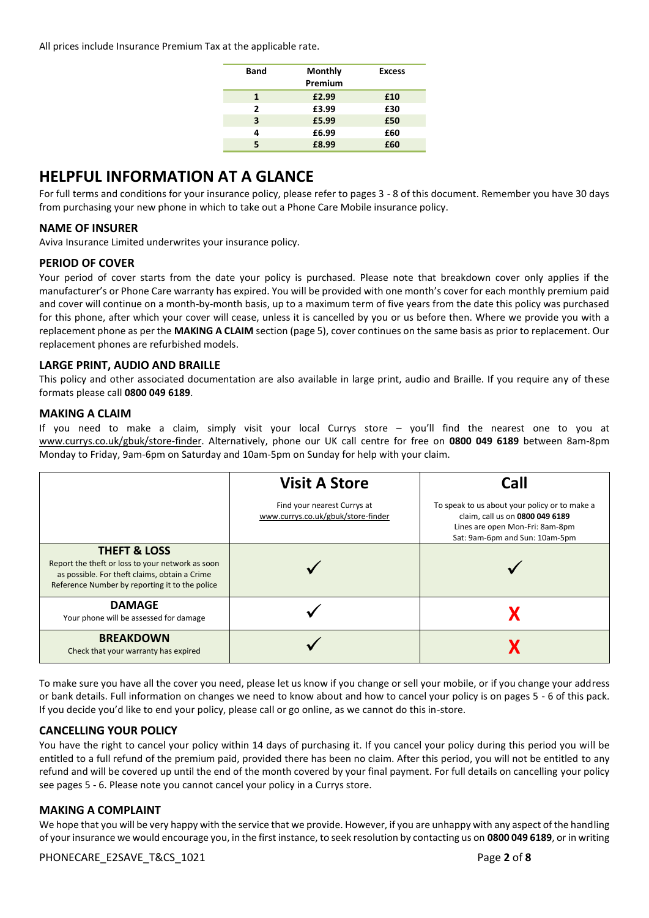All prices include Insurance Premium Tax at the applicable rate.

| Band | Monthly Premium | Excess |
|---|---|---|
| 1 | £2.99 | £10 |
| 2 | £3.99 | £30 |
| 3 | £5.99 | £50 |
| 4 | £6.99 | £60 |
| 5 | £8.99 | £60 |

# HELPFUL INFORMATION AT A GLANCE

For full terms and conditions for your insurance policy, please refer to pages 3 - 8 of this document. Remember you have 30 days from purchasing your new phone in which to take out a Phone Care Mobile insurance policy.

## NAME OF INSURER

Aviva Insurance Limited underwrites your insurance policy.

## PERIOD OF COVER

Your period of cover starts from the date your policy is purchased. Please note that breakdown cover only applies if the manufacturer's or Phone Care warranty has expired. You will be provided with one month's cover for each monthly premium paid and cover will continue on a month-by-month basis, up to a maximum term of five years from the date this policy was purchased for this phone, after which your cover will cease, unless it is cancelled by you or us before then. Where we provide you with a replacement phone as per the **MAKING A CLAIM** section (page 5), cover continues on the same basis as prior to replacement. Our replacement phones are refurbished models.

## LARGE PRINT, AUDIO AND BRAILLE

This policy and other associated documentation are also available in large print, audio and Braille. If you require any of these formats please call **0800 049 6189**.

## MAKING A CLAIM

If you need to make a claim, simply visit your local Currys store – you'll find the nearest one to you at www.currys.co.uk/gbuk/store-finder. Alternatively, phone our UK call centre for free on **0800 049 6189** between 8am-8pm Monday to Friday, 9am-6pm on Saturday and 10am-5pm on Sunday for help with your claim.

| | **Visit A Store**<br>Find your nearest Currys at www.currys.co.uk/gbuk/store-finder | **Call**<br>To speak to us about your policy or to make a claim, call us on **0800 049 6189**<br>Lines are open Mon-Fri: 8am-8pm<br>Sat: 9am-6pm and Sun: 10am-5pm |
|---|---|---|
| **THEFT & LOSS**<br>Report the theft or loss to your network as soon as possible. For theft claims, obtain a Crime Reference Number by reporting it to the police | ✓ | ✓ |
| **DAMAGE**<br>Your phone will be assessed for damage | ✓ | X |
| **BREAKDOWN**<br>Check that your warranty has expired | ✓ | X |

To make sure you have all the cover you need, please let us know if you change or sell your mobile, or if you change your address or bank details. Full information on changes we need to know about and how to cancel your policy is on pages 5 - 6 of this pack. If you decide you'd like to end your policy, please call or go online, as we cannot do this in-store.

## CANCELLING YOUR POLICY

You have the right to cancel your policy within 14 days of purchasing it. If you cancel your policy during this period you will be entitled to a full refund of the premium paid, provided there has been no claim. After this period, you will not be entitled to any refund and will be covered up until the end of the month covered by your final payment. For full details on cancelling your policy see pages 5 - 6. Please note you cannot cancel your policy in a Currys store.

## MAKING A COMPLAINT

We hope that you will be very happy with the service that we provide. However, if you are unhappy with any aspect of the handling of your insurance we would encourage you, in the first instance, to seek resolution by contacting us on **0800 049 6189**, or in writing

PHONECARE_E2SAVE_T&CS_1021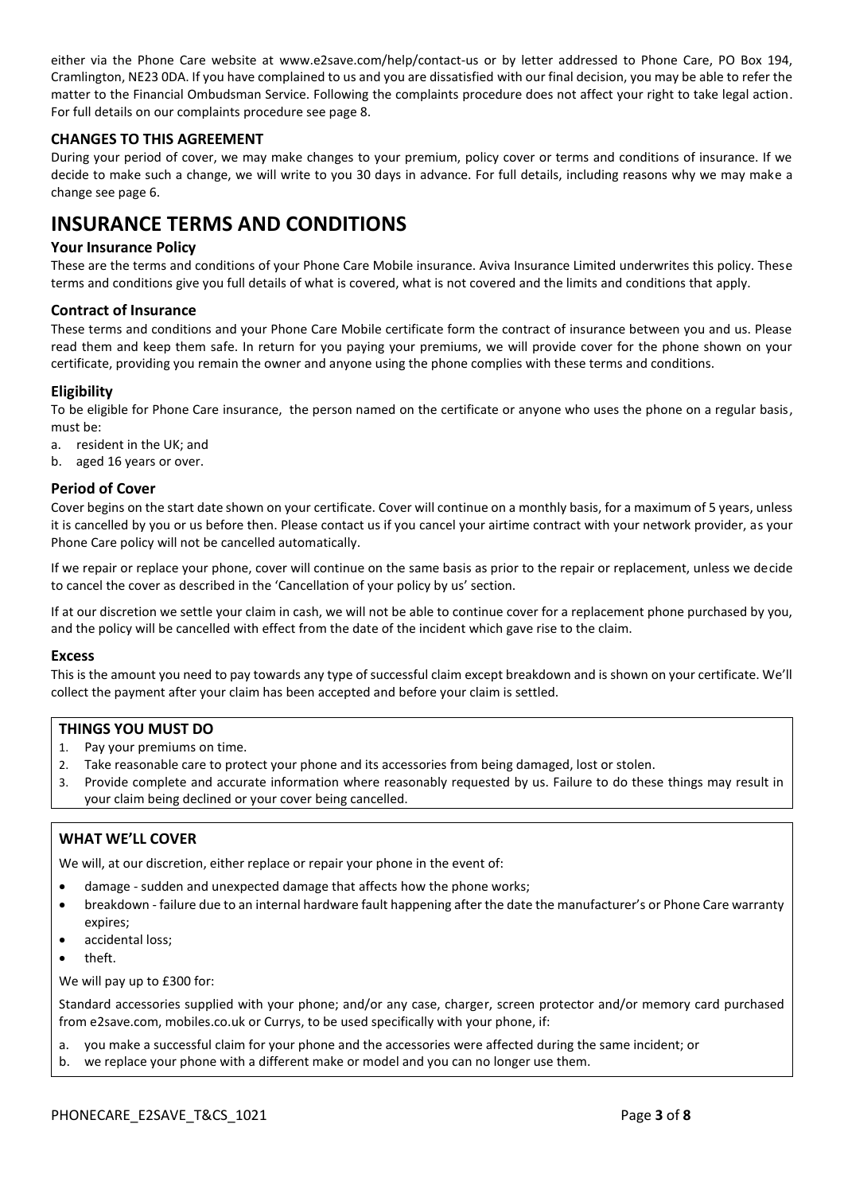either via the Phone Care website at www.e2save.com/help/contact-us or by letter addressed to Phone Care, PO Box 194, Cramlington, NE23 0DA. If you have complained to us and you are dissatisfied with our final decision, you may be able to refer the matter to the Financial Ombudsman Service. Following the complaints procedure does not affect your right to take legal action. For full details on our complaints procedure see page 8.

### CHANGES TO THIS AGREEMENT

During your period of cover, we may make changes to your premium, policy cover or terms and conditions of insurance. If we decide to make such a change, we will write to you 30 days in advance. For full details, including reasons why we may make a change see page 6.

# INSURANCE TERMS AND CONDITIONS

### Your Insurance Policy

These are the terms and conditions of your Phone Care Mobile insurance. Aviva Insurance Limited underwrites this policy. These terms and conditions give you full details of what is covered, what is not covered and the limits and conditions that apply.

### Contract of Insurance

These terms and conditions and your Phone Care Mobile certificate form the contract of insurance between you and us. Please read them and keep them safe. In return for you paying your premiums, we will provide cover for the phone shown on your certificate, providing you remain the owner and anyone using the phone complies with these terms and conditions.

### Eligibility

To be eligible for Phone Care insurance, the person named on the certificate or anyone who uses the phone on a regular basis, must be:

a. resident in the UK; and
b. aged 16 years or over.

### Period of Cover

Cover begins on the start date shown on your certificate. Cover will continue on a monthly basis, for a maximum of 5 years, unless it is cancelled by you or us before then. Please contact us if you cancel your airtime contract with your network provider, as your Phone Care policy will not be cancelled automatically.

If we repair or replace your phone, cover will continue on the same basis as prior to the repair or replacement, unless we decide to cancel the cover as described in the 'Cancellation of your policy by us' section.

If at our discretion we settle your claim in cash, we will not be able to continue cover for a replacement phone purchased by you, and the policy will be cancelled with effect from the date of the incident which gave rise to the claim.

### Excess

This is the amount you need to pay towards any type of successful claim except breakdown and is shown on your certificate. We'll collect the payment after your claim has been accepted and before your claim is settled.

### THINGS YOU MUST DO

1. Pay your premiums on time.
2. Take reasonable care to protect your phone and its accessories from being damaged, lost or stolen.
3. Provide complete and accurate information where reasonably requested by us. Failure to do these things may result in your claim being declined or your cover being cancelled.

### WHAT WE'LL COVER

We will, at our discretion, either replace or repair your phone in the event of:

- damage - sudden and unexpected damage that affects how the phone works;
- breakdown - failure due to an internal hardware fault happening after the date the manufacturer's or Phone Care warranty expires;
- accidental loss;
- theft.

We will pay up to £300 for:

Standard accessories supplied with your phone; and/or any case, charger, screen protector and/or memory card purchased from e2save.com, mobiles.co.uk or Currys, to be used specifically with your phone, if:

a. you make a successful claim for your phone and the accessories were affected during the same incident; or
b. we replace your phone with a different make or model and you can no longer use them.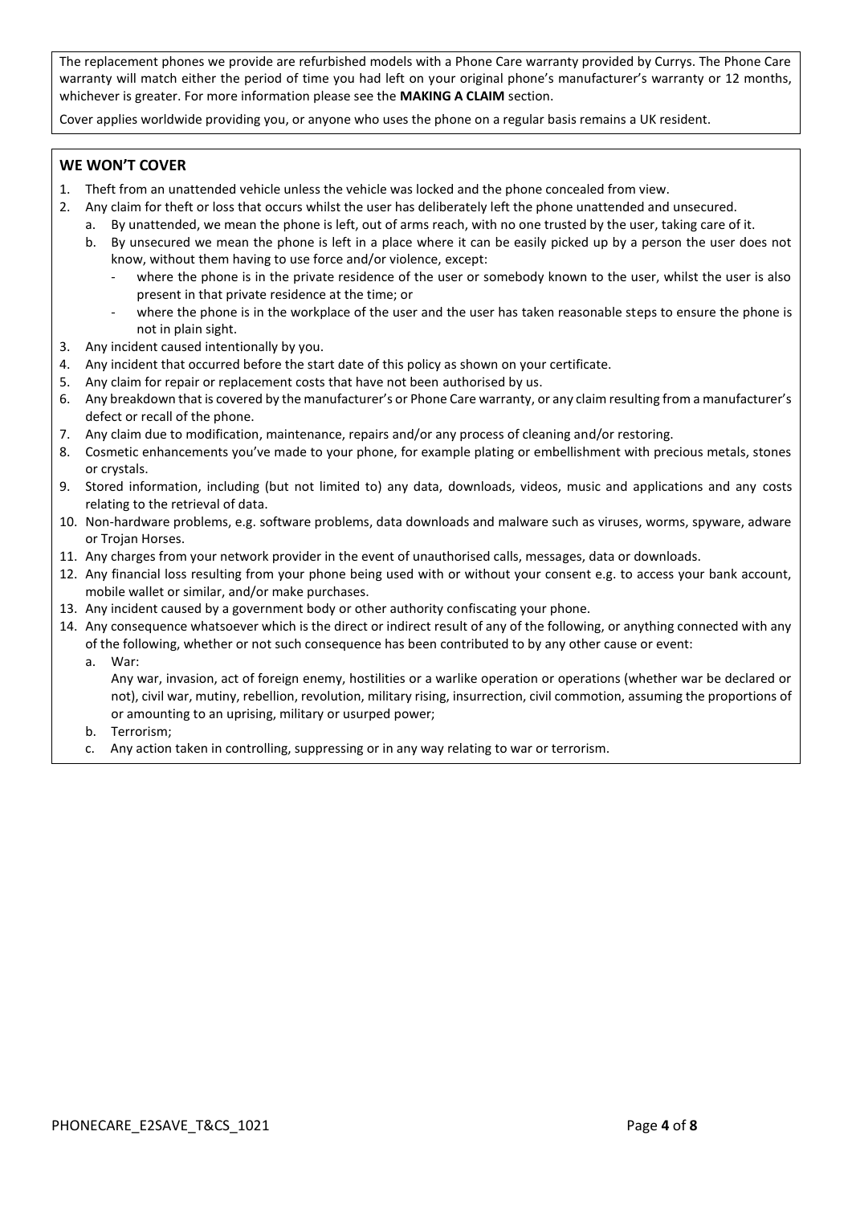The replacement phones we provide are refurbished models with a Phone Care warranty provided by Currys. The Phone Care warranty will match either the period of time you had left on your original phone's manufacturer's warranty or 12 months, whichever is greater. For more information please see the **MAKING A CLAIM** section.

Cover applies worldwide providing you, or anyone who uses the phone on a regular basis remains a UK resident.

## WE WON'T COVER

1. Theft from an unattended vehicle unless the vehicle was locked and the phone concealed from view.
2. Any claim for theft or loss that occurs whilst the user has deliberately left the phone unattended and unsecured.
   a. By unattended, we mean the phone is left, out of arms reach, with no one trusted by the user, taking care of it.
   b. By unsecured we mean the phone is left in a place where it can be easily picked up by a person the user does not know, without them having to use force and/or violence, except:
      - where the phone is in the private residence of the user or somebody known to the user, whilst the user is also present in that private residence at the time; or
      - where the phone is in the workplace of the user and the user has taken reasonable steps to ensure the phone is not in plain sight.
3. Any incident caused intentionally by you.
4. Any incident that occurred before the start date of this policy as shown on your certificate.
5. Any claim for repair or replacement costs that have not been authorised by us.
6. Any breakdown that is covered by the manufacturer's or Phone Care warranty, or any claim resulting from a manufacturer's defect or recall of the phone.
7. Any claim due to modification, maintenance, repairs and/or any process of cleaning and/or restoring.
8. Cosmetic enhancements you've made to your phone, for example plating or embellishment with precious metals, stones or crystals.
9. Stored information, including (but not limited to) any data, downloads, videos, music and applications and any costs relating to the retrieval of data.
10. Non-hardware problems, e.g. software problems, data downloads and malware such as viruses, worms, spyware, adware or Trojan Horses.
11. Any charges from your network provider in the event of unauthorised calls, messages, data or downloads.
12. Any financial loss resulting from your phone being used with or without your consent e.g. to access your bank account, mobile wallet or similar, and/or make purchases.
13. Any incident caused by a government body or other authority confiscating your phone.
14. Any consequence whatsoever which is the direct or indirect result of any of the following, or anything connected with any of the following, whether or not such consequence has been contributed to by any other cause or event:
    a. War:
       Any war, invasion, act of foreign enemy, hostilities or a warlike operation or operations (whether war be declared or not), civil war, mutiny, rebellion, revolution, military rising, insurrection, civil commotion, assuming the proportions of or amounting to an uprising, military or usurped power;
    b. Terrorism;
    c. Any action taken in controlling, suppressing or in any way relating to war or terrorism.

PHONECARE_E2SAVE_T&CS_1021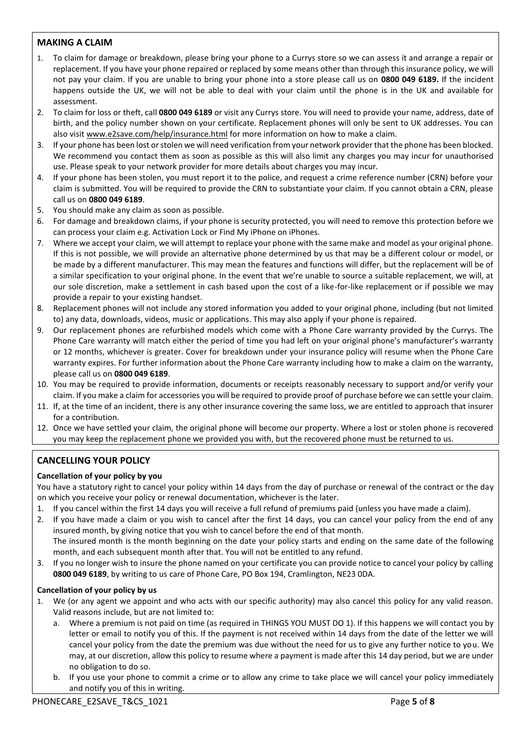## MAKING A CLAIM

1. To claim for damage or breakdown, please bring your phone to a Currys store so we can assess it and arrange a repair or replacement. If you have your phone repaired or replaced by some means other than through this insurance policy, we will not pay your claim. If you are unable to bring your phone into a store please call us on **0800 049 6189.** If the incident happens outside the UK, we will not be able to deal with your claim until the phone is in the UK and available for assessment.
2. To claim for loss or theft, call **0800 049 6189** or visit any Currys store. You will need to provide your name, address, date of birth, and the policy number shown on your certificate. Replacement phones will only be sent to UK addresses. You can also visit www.e2save.com/help/insurance.html for more information on how to make a claim.
3. If your phone has been lost or stolen we will need verification from your network provider that the phone has been blocked. We recommend you contact them as soon as possible as this will also limit any charges you may incur for unauthorised use. Please speak to your network provider for more details about charges you may incur.
4. If your phone has been stolen, you must report it to the police, and request a crime reference number (CRN) before your claim is submitted. You will be required to provide the CRN to substantiate your claim. If you cannot obtain a CRN, please call us on **0800 049 6189**.
5. You should make any claim as soon as possible.
6. For damage and breakdown claims, if your phone is security protected, you will need to remove this protection before we can process your claim e.g. Activation Lock or Find My iPhone on iPhones.
7. Where we accept your claim, we will attempt to replace your phone with the same make and model as your original phone. If this is not possible, we will provide an alternative phone determined by us that may be a different colour or model, or be made by a different manufacturer. This may mean the features and functions will differ, but the replacement will be of a similar specification to your original phone. In the event that we're unable to source a suitable replacement, we will, at our sole discretion, make a settlement in cash based upon the cost of a like-for-like replacement or if possible we may provide a repair to your existing handset.
8. Replacement phones will not include any stored information you added to your original phone, including (but not limited to) any data, downloads, videos, music or applications. This may also apply if your phone is repaired.
9. Our replacement phones are refurbished models which come with a Phone Care warranty provided by the Currys. The Phone Care warranty will match either the period of time you had left on your original phone's manufacturer's warranty or 12 months, whichever is greater. Cover for breakdown under your insurance policy will resume when the Phone Care warranty expires. For further information about the Phone Care warranty including how to make a claim on the warranty, please call us on **0800 049 6189**.
10. You may be required to provide information, documents or receipts reasonably necessary to support and/or verify your claim. If you make a claim for accessories you will be required to provide proof of purchase before we can settle your claim.
11. If, at the time of an incident, there is any other insurance covering the same loss, we are entitled to approach that insurer for a contribution.
12. Once we have settled your claim, the original phone will become our property. Where a lost or stolen phone is recovered you may keep the replacement phone we provided you with, but the recovered phone must be returned to us.

## CANCELLING YOUR POLICY

### Cancellation of your policy by you

You have a statutory right to cancel your policy within 14 days from the day of purchase or renewal of the contract or the day on which you receive your policy or renewal documentation, whichever is the later.

1. If you cancel within the first 14 days you will receive a full refund of premiums paid (unless you have made a claim).
2. If you have made a claim or you wish to cancel after the first 14 days, you can cancel your policy from the end of any insured month, by giving notice that you wish to cancel before the end of that month.
   The insured month is the month beginning on the date your policy starts and ending on the same date of the following month, and each subsequent month after that. You will not be entitled to any refund.
3. If you no longer wish to insure the phone named on your certificate you can provide notice to cancel your policy by calling **0800 049 6189**, by writing to us care of Phone Care, PO Box 194, Cramlington, NE23 0DA.

### Cancellation of your policy by us

1. We (or any agent we appoint and who acts with our specific authority) may also cancel this policy for any valid reason. Valid reasons include, but are not limited to:
   a. Where a premium is not paid on time (as required in THINGS YOU MUST DO 1). If this happens we will contact you by letter or email to notify you of this. If the payment is not received within 14 days from the date of the letter we will cancel your policy from the date the premium was due without the need for us to give any further notice to you. We may, at our discretion, allow this policy to resume where a payment is made after this 14 day period, but we are under no obligation to do so.
   b. If you use your phone to commit a crime or to allow any crime to take place we will cancel your policy immediately and notify you of this in writing.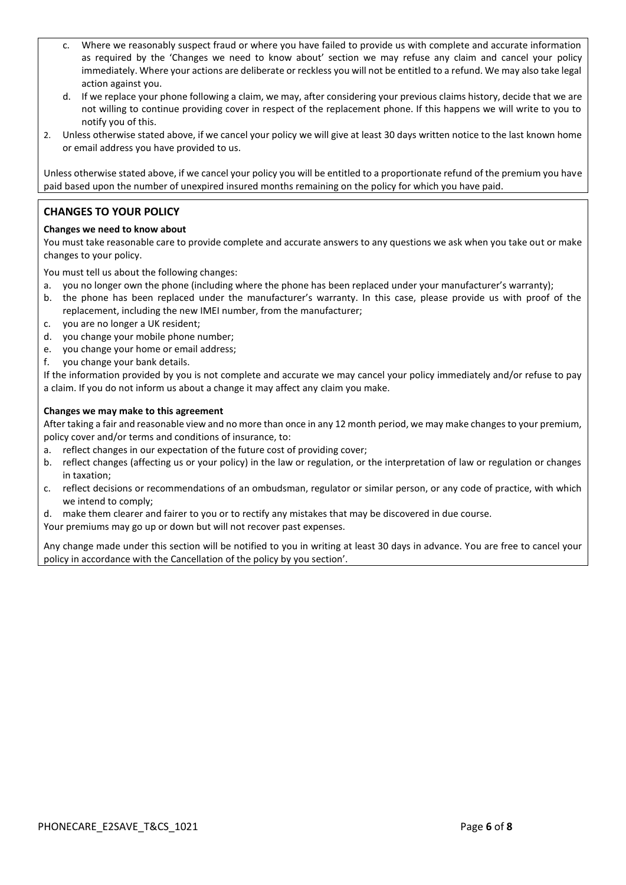c. Where we reasonably suspect fraud or where you have failed to provide us with complete and accurate information as required by the 'Changes we need to know about' section we may refuse any claim and cancel your policy immediately. Where your actions are deliberate or reckless you will not be entitled to a refund. We may also take legal action against you.

d. If we replace your phone following a claim, we may, after considering your previous claims history, decide that we are not willing to continue providing cover in respect of the replacement phone. If this happens we will write to you to notify you of this.

2. Unless otherwise stated above, if we cancel your policy we will give at least 30 days written notice to the last known home or email address you have provided to us.

Unless otherwise stated above, if we cancel your policy you will be entitled to a proportionate refund of the premium you have paid based upon the number of unexpired insured months remaining on the policy for which you have paid.

## CHANGES TO YOUR POLICY

**Changes we need to know about**

You must take reasonable care to provide complete and accurate answers to any questions we ask when you take out or make changes to your policy.

You must tell us about the following changes:

a. you no longer own the phone (including where the phone has been replaced under your manufacturer's warranty);
b. the phone has been replaced under the manufacturer's warranty. In this case, please provide us with proof of the replacement, including the new IMEI number, from the manufacturer;
c. you are no longer a UK resident;
d. you change your mobile phone number;
e. you change your home or email address;
f. you change your bank details.

If the information provided by you is not complete and accurate we may cancel your policy immediately and/or refuse to pay a claim. If you do not inform us about a change it may affect any claim you make.

**Changes we may make to this agreement**

After taking a fair and reasonable view and no more than once in any 12 month period, we may make changes to your premium, policy cover and/or terms and conditions of insurance, to:

a. reflect changes in our expectation of the future cost of providing cover;
b. reflect changes (affecting us or your policy) in the law or regulation, or the interpretation of law or regulation or changes in taxation;
c. reflect decisions or recommendations of an ombudsman, regulator or similar person, or any code of practice, with which we intend to comply;
d. make them clearer and fairer to you or to rectify any mistakes that may be discovered in due course.

Your premiums may go up or down but will not recover past expenses.

Any change made under this section will be notified to you in writing at least 30 days in advance. You are free to cancel your policy in accordance with the Cancellation of the policy by you section'.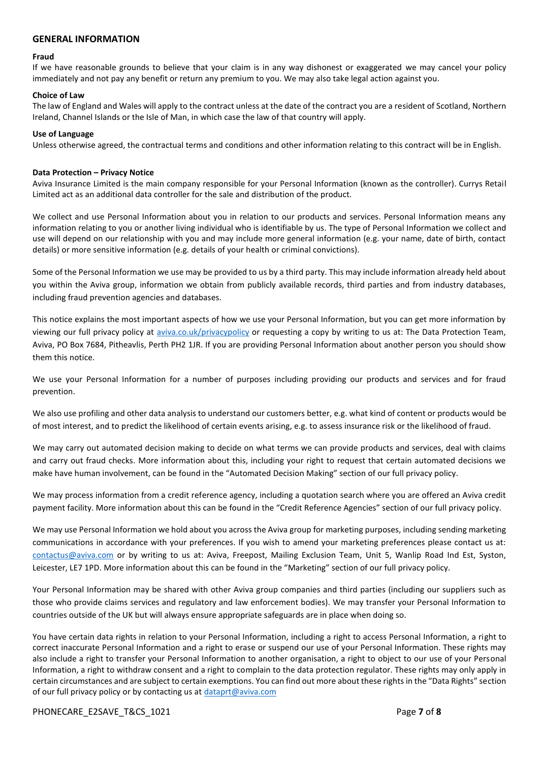## GENERAL INFORMATION

### Fraud

If we have reasonable grounds to believe that your claim is in any way dishonest or exaggerated we may cancel your policy immediately and not pay any benefit or return any premium to you. We may also take legal action against you.

### Choice of Law

The law of England and Wales will apply to the contract unless at the date of the contract you are a resident of Scotland, Northern Ireland, Channel Islands or the Isle of Man, in which case the law of that country will apply.

### Use of Language

Unless otherwise agreed, the contractual terms and conditions and other information relating to this contract will be in English.

### Data Protection – Privacy Notice

Aviva Insurance Limited is the main company responsible for your Personal Information (known as the controller). Currys Retail Limited act as an additional data controller for the sale and distribution of the product.

We collect and use Personal Information about you in relation to our products and services. Personal Information means any information relating to you or another living individual who is identifiable by us. The type of Personal Information we collect and use will depend on our relationship with you and may include more general information (e.g. your name, date of birth, contact details) or more sensitive information (e.g. details of your health or criminal convictions).

Some of the Personal Information we use may be provided to us by a third party. This may include information already held about you within the Aviva group, information we obtain from publicly available records, third parties and from industry databases, including fraud prevention agencies and databases.

This notice explains the most important aspects of how we use your Personal Information, but you can get more information by viewing our full privacy policy at [aviva.co.uk/privacypolicy](aviva.co.uk/privacypolicy) or requesting a copy by writing to us at: The Data Protection Team, Aviva, PO Box 7684, Pitheavlis, Perth PH2 1JR. If you are providing Personal Information about another person you should show them this notice.

We use your Personal Information for a number of purposes including providing our products and services and for fraud prevention.

We also use profiling and other data analysis to understand our customers better, e.g. what kind of content or products would be of most interest, and to predict the likelihood of certain events arising, e.g. to assess insurance risk or the likelihood of fraud.

We may carry out automated decision making to decide on what terms we can provide products and services, deal with claims and carry out fraud checks. More information about this, including your right to request that certain automated decisions we make have human involvement, can be found in the "Automated Decision Making" section of our full privacy policy.

We may process information from a credit reference agency, including a quotation search where you are offered an Aviva credit payment facility. More information about this can be found in the "Credit Reference Agencies" section of our full privacy policy.

We may use Personal Information we hold about you across the Aviva group for marketing purposes, including sending marketing communications in accordance with your preferences. If you wish to amend your marketing preferences please contact us at: [contactus@aviva.com](mailto:contactus@aviva.com) or by writing to us at: Aviva, Freepost, Mailing Exclusion Team, Unit 5, Wanlip Road Ind Est, Syston, Leicester, LE7 1PD. More information about this can be found in the "Marketing" section of our full privacy policy.

Your Personal Information may be shared with other Aviva group companies and third parties (including our suppliers such as those who provide claims services and regulatory and law enforcement bodies). We may transfer your Personal Information to countries outside of the UK but will always ensure appropriate safeguards are in place when doing so.

You have certain data rights in relation to your Personal Information, including a right to access Personal Information, a right to correct inaccurate Personal Information and a right to erase or suspend our use of your Personal Information. These rights may also include a right to transfer your Personal Information to another organisation, a right to object to our use of your Personal Information, a right to withdraw consent and a right to complain to the data protection regulator. These rights may only apply in certain circumstances and are subject to certain exemptions. You can find out more about these rights in the "Data Rights" section of our full privacy policy or by contacting us at [dataprt@aviva.com](mailto:dataprt@aviva.com)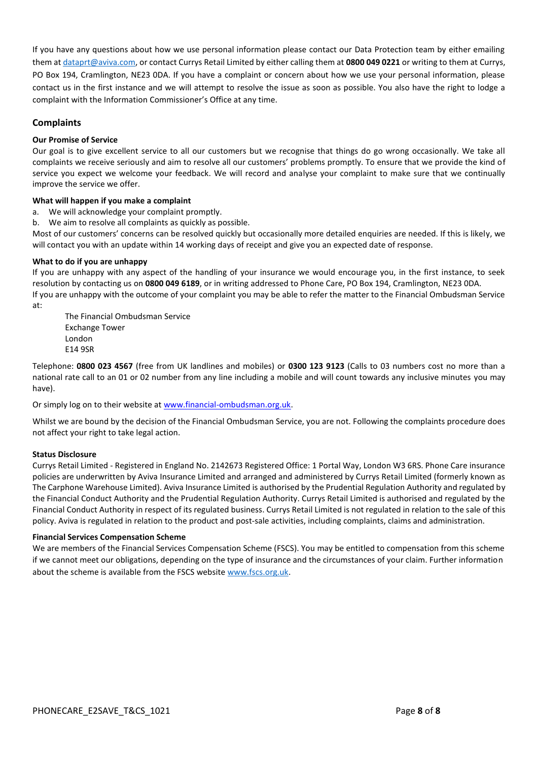If you have any questions about how we use personal information please contact our Data Protection team by either emailing them at dataprt@aviva.com, or contact Currys Retail Limited by either calling them at **0800 049 0221** or writing to them at Currys, PO Box 194, Cramlington, NE23 0DA. If you have a complaint or concern about how we use your personal information, please contact us in the first instance and we will attempt to resolve the issue as soon as possible. You also have the right to lodge a complaint with the Information Commissioner's Office at any time.

## Complaints

**Our Promise of Service**

Our goal is to give excellent service to all our customers but we recognise that things do go wrong occasionally. We take all complaints we receive seriously and aim to resolve all our customers' problems promptly. To ensure that we provide the kind of service you expect we welcome your feedback. We will record and analyse your complaint to make sure that we continually improve the service we offer.

**What will happen if you make a complaint**

a. We will acknowledge your complaint promptly.
b. We aim to resolve all complaints as quickly as possible.

Most of our customers' concerns can be resolved quickly but occasionally more detailed enquiries are needed. If this is likely, we will contact you with an update within 14 working days of receipt and give you an expected date of response.

**What to do if you are unhappy**

If you are unhappy with any aspect of the handling of your insurance we would encourage you, in the first instance, to seek resolution by contacting us on **0800 049 6189**, or in writing addressed to Phone Care, PO Box 194, Cramlington, NE23 0DA.
If you are unhappy with the outcome of your complaint you may be able to refer the matter to the Financial Ombudsman Service at:

The Financial Ombudsman Service
Exchange Tower
London
E14 9SR

Telephone: **0800 023 4567** (free from UK landlines and mobiles) or **0300 123 9123** (Calls to 03 numbers cost no more than a national rate call to an 01 or 02 number from any line including a mobile and will count towards any inclusive minutes you may have).

Or simply log on to their website at www.financial-ombudsman.org.uk.

Whilst we are bound by the decision of the Financial Ombudsman Service, you are not. Following the complaints procedure does not affect your right to take legal action.

**Status Disclosure**

Currys Retail Limited - Registered in England No. 2142673 Registered Office: 1 Portal Way, London W3 6RS. Phone Care insurance policies are underwritten by Aviva Insurance Limited and arranged and administered by Currys Retail Limited (formerly known as The Carphone Warehouse Limited). Aviva Insurance Limited is authorised by the Prudential Regulation Authority and regulated by the Financial Conduct Authority and the Prudential Regulation Authority. Currys Retail Limited is authorised and regulated by the Financial Conduct Authority in respect of its regulated business. Currys Retail Limited is not regulated in relation to the sale of this policy. Aviva is regulated in relation to the product and post-sale activities, including complaints, claims and administration.

**Financial Services Compensation Scheme**

We are members of the Financial Services Compensation Scheme (FSCS). You may be entitled to compensation from this scheme if we cannot meet our obligations, depending on the type of insurance and the circumstances of your claim. Further information about the scheme is available from the FSCS website www.fscs.org.uk.

PHONECARE_E2SAVE_T&CS_1021